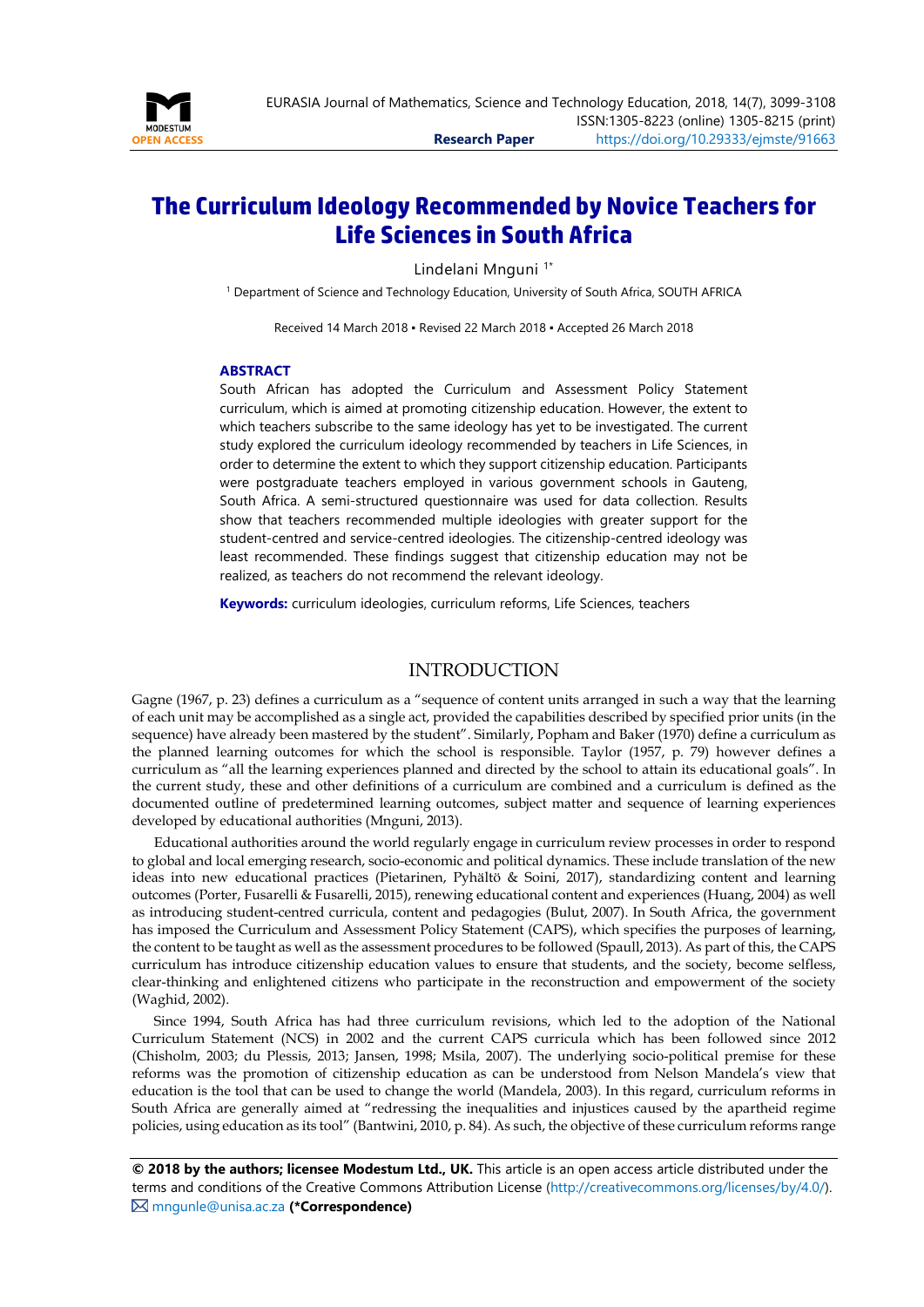# The Curriculum Ideology Recommended by Novice Teachers for Life Sciences in South Africa

Lindelani Mnguni [1*]

[1] Department of Science and Technology Education, University of South Africa, SOUTH AFRICA

Received 14 March 2018 ▪ Revised 22 March 2018 ▪ Accepted 26 March 2018

### ABSTRACT

South African has adopted the Curriculum and Assessment Policy Statement curriculum, which is aimed at promoting citizenship education. However, the extent to which teachers subscribe to the same ideology has yet to be investigated. The current study explored the curriculum ideology recommended by teachers in Life Sciences, in order to determine the extent to which they support citizenship education. Participants were postgraduate teachers employed in various government schools in Gauteng, South Africa. A semi-structured questionnaire was used for data collection. Results show that teachers recommended multiple ideologies with greater support for the student-centred and service-centred ideologies. The citizenship-centred ideology was least recommended. These findings suggest that citizenship education may not be realized, as teachers do not recommend the relevant ideology.

**Keywords:** curriculum ideologies, curriculum reforms, Life Sciences, teachers

## INTRODUCTION

Gagne (1967, p. 23) defines a curriculum as a "sequence of content units arranged in such a way that the learning of each unit may be accomplished as a single act, provided the capabilities described by specified prior units (in the sequence) have already been mastered by the student". Similarly, Popham and Baker (1970) define a curriculum as the planned learning outcomes for which the school is responsible. Taylor (1957, p. 79) however defines a curriculum as "all the learning experiences planned and directed by the school to attain its educational goals". In the current study, these and other definitions of a curriculum are combined and a curriculum is defined as the documented outline of predetermined learning outcomes, subject matter and sequence of learning experiences developed by educational authorities (Mnguni, 2013).

Educational authorities around the world regularly engage in curriculum review processes in order to respond to global and local emerging research, socio-economic and political dynamics. These include translation of the new ideas into new educational practices (Pietarinen, Pyhältö & Soini, 2017), standardizing content and learning outcomes (Porter, Fusarelli & Fusarelli, 2015), renewing educational content and experiences (Huang, 2004) as well as introducing student-centred curricula, content and pedagogies (Bulut, 2007). In South Africa, the government has imposed the Curriculum and Assessment Policy Statement (CAPS), which specifies the purposes of learning, the content to be taught as well as the assessment procedures to be followed (Spaull, 2013). As part of this, the CAPS curriculum has introduce citizenship education values to ensure that students, and the society, become selfless, clear-thinking and enlightened citizens who participate in the reconstruction and empowerment of the society (Waghid, 2002).

Since 1994, South Africa has had three curriculum revisions, which led to the adoption of the National Curriculum Statement (NCS) in 2002 and the current CAPS curricula which has been followed since 2012 (Chisholm, 2003; du Plessis, 2013; Jansen, 1998; Msila, 2007). The underlying socio-political premise for these reforms was the promotion of citizenship education as can be understood from Nelson Mandela's view that education is the tool that can be used to change the world (Mandela, 2003). In this regard, curriculum reforms in South Africa are generally aimed at "redressing the inequalities and injustices caused by the apartheid regime policies, using education as its tool" (Bantwini, 2010, p. 84). As such, the objective of these curriculum reforms range

**© 2018 by the authors; licensee Modestum Ltd., UK.** This article is an open access article distributed under the terms and conditions of the Creative Commons Attribution License (http://creativecommons.org/licenses/by/4.0/).
mngunle@unisa.ac.za **(*Correspondence)**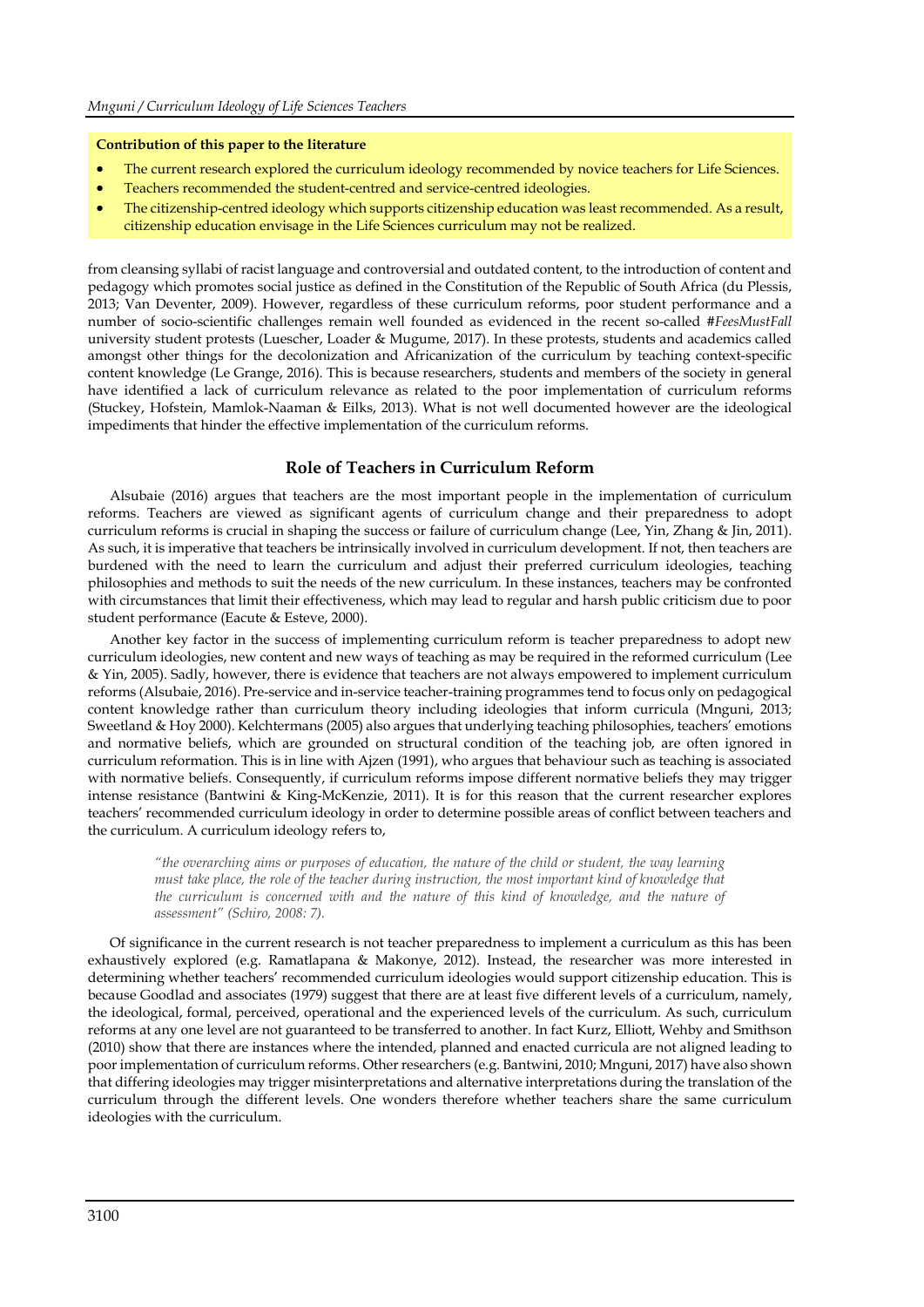**Contribution of this paper to the literature**

- The current research explored the curriculum ideology recommended by novice teachers for Life Sciences.
- Teachers recommended the student-centred and service-centred ideologies.
- The citizenship-centred ideology which supports citizenship education was least recommended. As a result, citizenship education envisage in the Life Sciences curriculum may not be realized.

from cleansing syllabi of racist language and controversial and outdated content, to the introduction of content and pedagogy which promotes social justice as defined in the Constitution of the Republic of South Africa (du Plessis, 2013; Van Deventer, 2009). However, regardless of these curriculum reforms, poor student performance and a number of socio-scientific challenges remain well founded as evidenced in the recent so-called #*FeesMustFall* university student protests (Luescher, Loader & Mugume, 2017). In these protests, students and academics called amongst other things for the decolonization and Africanization of the curriculum by teaching context-specific content knowledge (Le Grange, 2016). This is because researchers, students and members of the society in general have identified a lack of curriculum relevance as related to the poor implementation of curriculum reforms (Stuckey, Hofstein, Mamlok-Naaman & Eilks, 2013). What is not well documented however are the ideological impediments that hinder the effective implementation of the curriculum reforms.

## Role of Teachers in Curriculum Reform

Alsubaie (2016) argues that teachers are the most important people in the implementation of curriculum reforms. Teachers are viewed as significant agents of curriculum change and their preparedness to adopt curriculum reforms is crucial in shaping the success or failure of curriculum change (Lee, Yin, Zhang & Jin, 2011). As such, it is imperative that teachers be intrinsically involved in curriculum development. If not, then teachers are burdened with the need to learn the curriculum and adjust their preferred curriculum ideologies, teaching philosophies and methods to suit the needs of the new curriculum. In these instances, teachers may be confronted with circumstances that limit their effectiveness, which may lead to regular and harsh public criticism due to poor student performance (Eacute & Esteve, 2000).

Another key factor in the success of implementing curriculum reform is teacher preparedness to adopt new curriculum ideologies, new content and new ways of teaching as may be required in the reformed curriculum (Lee & Yin, 2005). Sadly, however, there is evidence that teachers are not always empowered to implement curriculum reforms (Alsubaie, 2016). Pre-service and in-service teacher-training programmes tend to focus only on pedagogical content knowledge rather than curriculum theory including ideologies that inform curricula (Mnguni, 2013; Sweetland & Hoy 2000). Kelchtermans (2005) also argues that underlying teaching philosophies, teachers' emotions and normative beliefs, which are grounded on structural condition of the teaching job, are often ignored in curriculum reformation. This is in line with Ajzen (1991), who argues that behaviour such as teaching is associated with normative beliefs. Consequently, if curriculum reforms impose different normative beliefs they may trigger intense resistance (Bantwini & King-McKenzie, 2011). It is for this reason that the current researcher explores teachers' recommended curriculum ideology in order to determine possible areas of conflict between teachers and the curriculum. A curriculum ideology refers to,

> *"the overarching aims or purposes of education, the nature of the child or student, the way learning must take place, the role of the teacher during instruction, the most important kind of knowledge that the curriculum is concerned with and the nature of this kind of knowledge, and the nature of assessment" (Schiro, 2008: 7).*

Of significance in the current research is not teacher preparedness to implement a curriculum as this has been exhaustively explored (e.g. Ramatlapana & Makonye, 2012). Instead, the researcher was more interested in determining whether teachers' recommended curriculum ideologies would support citizenship education. This is because Goodlad and associates (1979) suggest that there are at least five different levels of a curriculum, namely, the ideological, formal, perceived, operational and the experienced levels of the curriculum. As such, curriculum reforms at any one level are not guaranteed to be transferred to another. In fact Kurz, Elliott, Wehby and Smithson (2010) show that there are instances where the intended, planned and enacted curricula are not aligned leading to poor implementation of curriculum reforms. Other researchers (e.g. Bantwini, 2010; Mnguni, 2017) have also shown that differing ideologies may trigger misinterpretations and alternative interpretations during the translation of the curriculum through the different levels. One wonders therefore whether teachers share the same curriculum ideologies with the curriculum.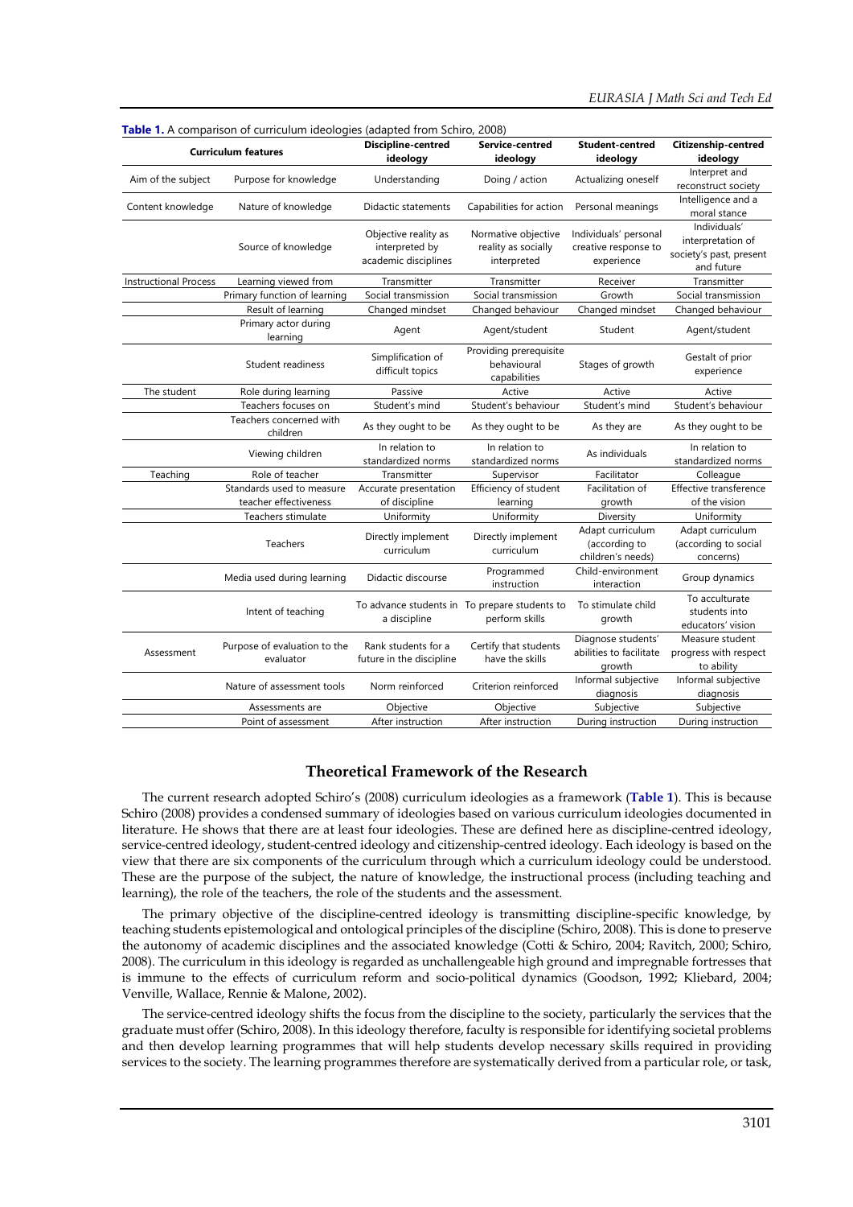**Table 1.** A comparison of curriculum ideologies (adapted from Schiro, 2008)

| Curriculum features | | Discipline-centred ideology | Service-centred ideology | Student-centred ideology | Citizenship-centred ideology |
|---|---|---|---|---|---|
| Aim of the subject | Purpose for knowledge | Understanding | Doing / action | Actualizing oneself | Interpret and reconstruct society |
| Content knowledge | Nature of knowledge | Didactic statements | Capabilities for action | Personal meanings | Intelligence and a moral stance |
| | Source of knowledge | Objective reality as interpreted by academic disciplines | Normative objective reality as socially interpreted | Individuals' personal creative response to experience | Individuals' interpretation of society's past, present and future |
| Instructional Process | Learning viewed from | Transmitter | Transmitter | Receiver | Transmitter |
| | Primary function of learning | Social transmission | Social transmission | Growth | Social transmission |
| | Result of learning | Changed mindset | Changed behaviour | Changed mindset | Changed behaviour |
| | Primary actor during learning | Agent | Agent/student | Student | Agent/student |
| | Student readiness | Simplification of difficult topics | Providing prerequisite behavioural capabilities | Stages of growth | Gestalt of prior experience |
| The student | Role during learning | Passive | Active | Active | Active |
| | Teachers focuses on | Student's mind | Student's behaviour | Student's mind | Student's behaviour |
| | Teachers concerned with children | As they ought to be | As they ought to be | As they are | As they ought to be |
| | Viewing children | In relation to standardized norms | In relation to standardized norms | As individuals | In relation to standardized norms |
| Teaching | Role of teacher | Transmitter | Supervisor | Facilitator | Colleague |
| | Standards used to measure teacher effectiveness | Accurate presentation of discipline | Efficiency of student learning | Facilitation of growth | Effective transference of the vision |
| | Teachers stimulate | Uniformity | Uniformity | Diversity | Uniformity |
| | Teachers | Directly implement curriculum | Directly implement curriculum | Adapt curriculum (according to children's needs) | Adapt curriculum (according to social concerns) |
| | Media used during learning | Didactic discourse | Programmed instruction | Child-environment interaction | Group dynamics |
| | Intent of teaching | To advance students in a discipline | To prepare students to perform skills | To stimulate child growth | To acculturate students into educators' vision |
| Assessment | Purpose of evaluation to the evaluator | Rank students for a future in the discipline | Certify that students have the skills | Diagnose students' abilities to facilitate growth | Measure student progress with respect to ability |
| | Nature of assessment tools | Norm reinforced | Criterion reinforced | Informal subjective diagnosis | Informal subjective diagnosis |
| | Assessments are | Objective | Objective | Subjective | Subjective |
| | Point of assessment | After instruction | After instruction | During instruction | During instruction |

## Theoretical Framework of the Research

The current research adopted Schiro's (2008) curriculum ideologies as a framework (**Table 1**). This is because Schiro (2008) provides a condensed summary of ideologies based on various curriculum ideologies documented in literature. He shows that there are at least four ideologies. These are defined here as discipline-centred ideology, service-centred ideology, student-centred ideology and citizenship-centred ideology. Each ideology is based on the view that there are six components of the curriculum through which a curriculum ideology could be understood. These are the purpose of the subject, the nature of knowledge, the instructional process (including teaching and learning), the role of the teachers, the role of the students and the assessment.

The primary objective of the discipline-centred ideology is transmitting discipline-specific knowledge, by teaching students epistemological and ontological principles of the discipline (Schiro, 2008). This is done to preserve the autonomy of academic disciplines and the associated knowledge (Cotti & Schiro, 2004; Ravitch, 2000; Schiro, 2008). The curriculum in this ideology is regarded as unchallengeable high ground and impregnable fortresses that is immune to the effects of curriculum reform and socio-political dynamics (Goodson, 1992; Kliebard, 2004; Venville, Wallace, Rennie & Malone, 2002).

The service-centred ideology shifts the focus from the discipline to the society, particularly the services that the graduate must offer (Schiro, 2008). In this ideology therefore, faculty is responsible for identifying societal problems and then develop learning programmes that will help students develop necessary skills required in providing services to the society. The learning programmes therefore are systematically derived from a particular role, or task,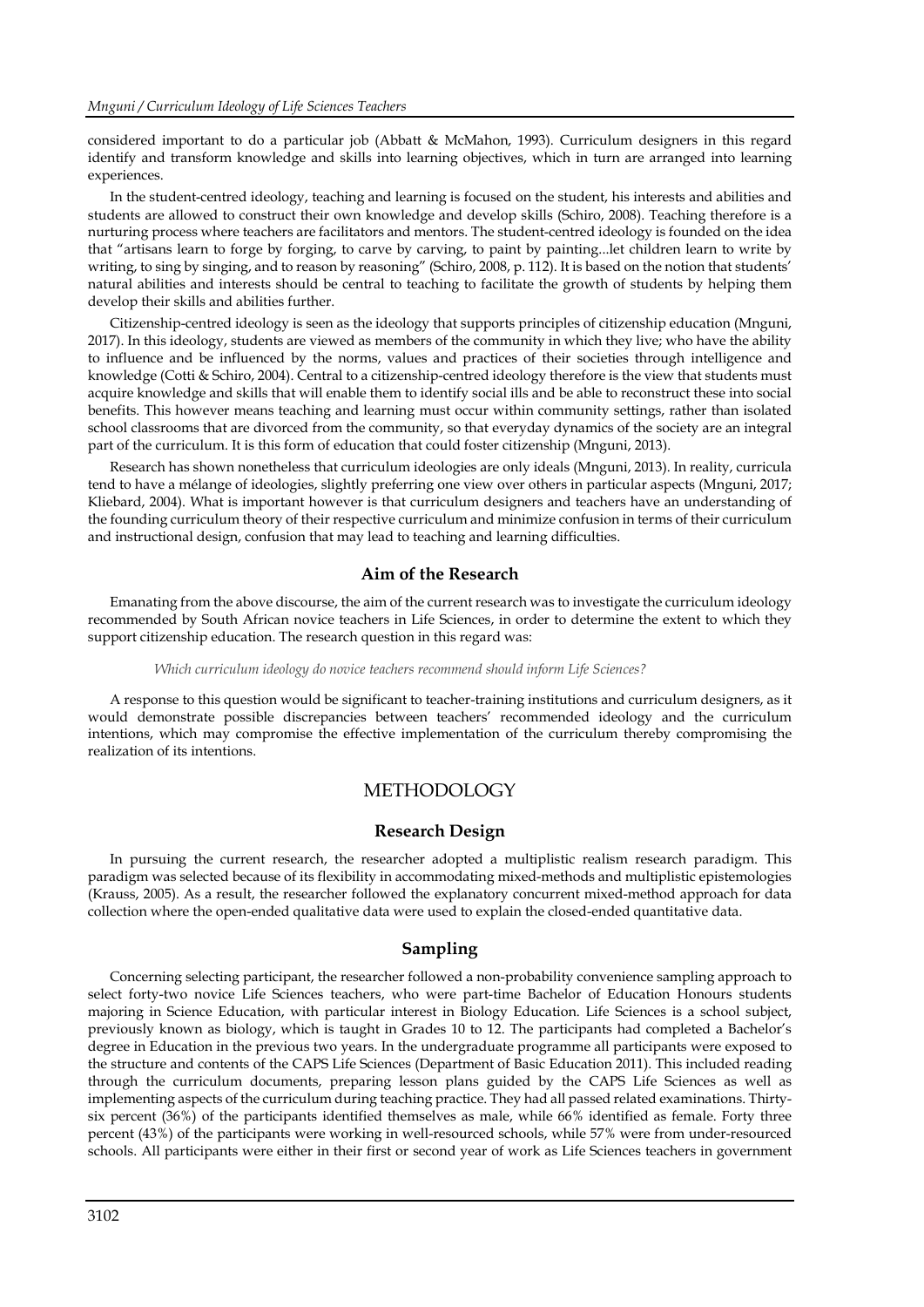considered important to do a particular job (Abbatt & McMahon, 1993). Curriculum designers in this regard identify and transform knowledge and skills into learning objectives, which in turn are arranged into learning experiences.

In the student-centred ideology, teaching and learning is focused on the student, his interests and abilities and students are allowed to construct their own knowledge and develop skills (Schiro, 2008). Teaching therefore is a nurturing process where teachers are facilitators and mentors. The student-centred ideology is founded on the idea that "artisans learn to forge by forging, to carve by carving, to paint by painting...let children learn to write by writing, to sing by singing, and to reason by reasoning" (Schiro, 2008, p. 112). It is based on the notion that students' natural abilities and interests should be central to teaching to facilitate the growth of students by helping them develop their skills and abilities further.

Citizenship-centred ideology is seen as the ideology that supports principles of citizenship education (Mnguni, 2017). In this ideology, students are viewed as members of the community in which they live; who have the ability to influence and be influenced by the norms, values and practices of their societies through intelligence and knowledge (Cotti & Schiro, 2004). Central to a citizenship-centred ideology therefore is the view that students must acquire knowledge and skills that will enable them to identify social ills and be able to reconstruct these into social benefits. This however means teaching and learning must occur within community settings, rather than isolated school classrooms that are divorced from the community, so that everyday dynamics of the society are an integral part of the curriculum. It is this form of education that could foster citizenship (Mnguni, 2013).

Research has shown nonetheless that curriculum ideologies are only ideals (Mnguni, 2013). In reality, curricula tend to have a mélange of ideologies, slightly preferring one view over others in particular aspects (Mnguni, 2017; Kliebard, 2004). What is important however is that curriculum designers and teachers have an understanding of the founding curriculum theory of their respective curriculum and minimize confusion in terms of their curriculum and instructional design, confusion that may lead to teaching and learning difficulties.

## Aim of the Research

Emanating from the above discourse, the aim of the current research was to investigate the curriculum ideology recommended by South African novice teachers in Life Sciences, in order to determine the extent to which they support citizenship education. The research question in this regard was:

*Which curriculum ideology do novice teachers recommend should inform Life Sciences?*

A response to this question would be significant to teacher-training institutions and curriculum designers, as it would demonstrate possible discrepancies between teachers' recommended ideology and the curriculum intentions, which may compromise the effective implementation of the curriculum thereby compromising the realization of its intentions.

# METHODOLOGY

## Research Design

In pursuing the current research, the researcher adopted a multiplistic realism research paradigm. This paradigm was selected because of its flexibility in accommodating mixed-methods and multiplistic epistemologies (Krauss, 2005). As a result, the researcher followed the explanatory concurrent mixed-method approach for data collection where the open-ended qualitative data were used to explain the closed-ended quantitative data.

## Sampling

Concerning selecting participant, the researcher followed a non-probability convenience sampling approach to select forty-two novice Life Sciences teachers, who were part-time Bachelor of Education Honours students majoring in Science Education, with particular interest in Biology Education. Life Sciences is a school subject, previously known as biology, which is taught in Grades 10 to 12. The participants had completed a Bachelor's degree in Education in the previous two years. In the undergraduate programme all participants were exposed to the structure and contents of the CAPS Life Sciences (Department of Basic Education 2011). This included reading through the curriculum documents, preparing lesson plans guided by the CAPS Life Sciences as well as implementing aspects of the curriculum during teaching practice. They had all passed related examinations. Thirty-six percent (36%) of the participants identified themselves as male, while 66% identified as female. Forty three percent (43%) of the participants were working in well-resourced schools, while 57% were from under-resourced schools. All participants were either in their first or second year of work as Life Sciences teachers in government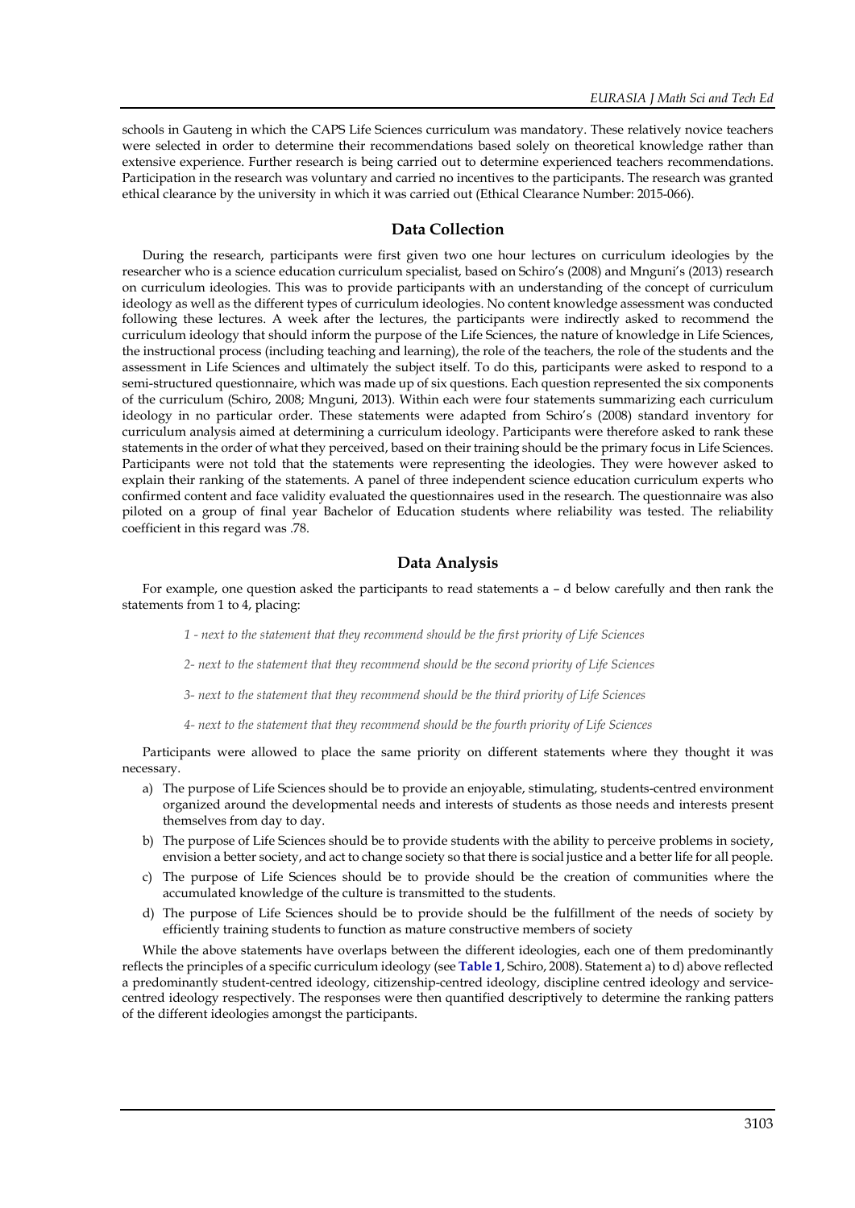schools in Gauteng in which the CAPS Life Sciences curriculum was mandatory. These relatively novice teachers were selected in order to determine their recommendations based solely on theoretical knowledge rather than extensive experience. Further research is being carried out to determine experienced teachers recommendations. Participation in the research was voluntary and carried no incentives to the participants. The research was granted ethical clearance by the university in which it was carried out (Ethical Clearance Number: 2015-066).

## Data Collection

During the research, participants were first given two one hour lectures on curriculum ideologies by the researcher who is a science education curriculum specialist, based on Schiro's (2008) and Mnguni's (2013) research on curriculum ideologies. This was to provide participants with an understanding of the concept of curriculum ideology as well as the different types of curriculum ideologies. No content knowledge assessment was conducted following these lectures. A week after the lectures, the participants were indirectly asked to recommend the curriculum ideology that should inform the purpose of the Life Sciences, the nature of knowledge in Life Sciences, the instructional process (including teaching and learning), the role of the teachers, the role of the students and the assessment in Life Sciences and ultimately the subject itself. To do this, participants were asked to respond to a semi-structured questionnaire, which was made up of six questions. Each question represented the six components of the curriculum (Schiro, 2008; Mnguni, 2013). Within each were four statements summarizing each curriculum ideology in no particular order. These statements were adapted from Schiro's (2008) standard inventory for curriculum analysis aimed at determining a curriculum ideology. Participants were therefore asked to rank these statements in the order of what they perceived, based on their training should be the primary focus in Life Sciences. Participants were not told that the statements were representing the ideologies. They were however asked to explain their ranking of the statements. A panel of three independent science education curriculum experts who confirmed content and face validity evaluated the questionnaires used in the research. The questionnaire was also piloted on a group of final year Bachelor of Education students where reliability was tested. The reliability coefficient in this regard was .78.

## Data Analysis

For example, one question asked the participants to read statements a – d below carefully and then rank the statements from 1 to 4, placing:

*1 - next to the statement that they recommend should be the first priority of Life Sciences*

*2- next to the statement that they recommend should be the second priority of Life Sciences*

*3- next to the statement that they recommend should be the third priority of Life Sciences*

*4- next to the statement that they recommend should be the fourth priority of Life Sciences*

Participants were allowed to place the same priority on different statements where they thought it was necessary.

a) The purpose of Life Sciences should be to provide an enjoyable, stimulating, students-centred environment organized around the developmental needs and interests of students as those needs and interests present themselves from day to day.

b) The purpose of Life Sciences should be to provide students with the ability to perceive problems in society, envision a better society, and act to change society so that there is social justice and a better life for all people.

c) The purpose of Life Sciences should be to provide should be the creation of communities where the accumulated knowledge of the culture is transmitted to the students.

d) The purpose of Life Sciences should be to provide should be the fulfillment of the needs of society by efficiently training students to function as mature constructive members of society

While the above statements have overlaps between the different ideologies, each one of them predominantly reflects the principles of a specific curriculum ideology (see **Table 1**, Schiro, 2008). Statement a) to d) above reflected a predominantly student-centred ideology, citizenship-centred ideology, discipline centred ideology and service-centred ideology respectively. The responses were then quantified descriptively to determine the ranking patters of the different ideologies amongst the participants.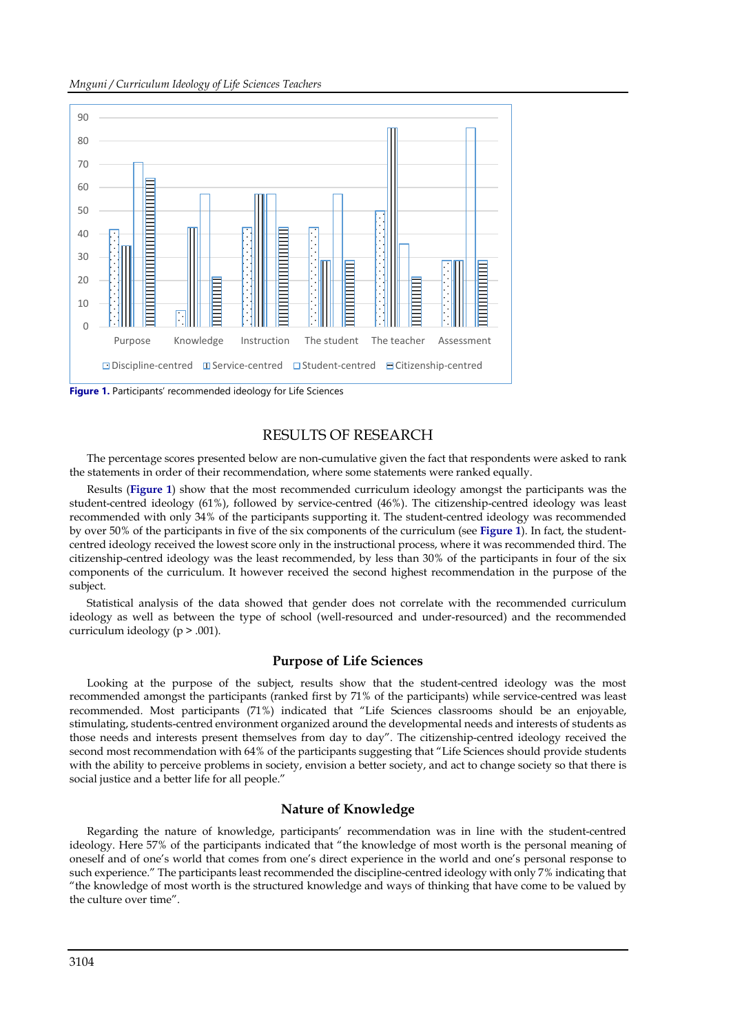Figure 1. Participants' recommended ideology for Life Sciences

## RESULTS OF RESEARCH

The percentage scores presented below are non-cumulative given the fact that respondents were asked to rank the statements in order of their recommendation, where some statements were ranked equally.

Results (**Figure 1**) show that the most recommended curriculum ideology amongst the participants was the student-centred ideology (61%), followed by service-centred (46%). The citizenship-centred ideology was least recommended with only 34% of the participants supporting it. The student-centred ideology was recommended by over 50% of the participants in five of the six components of the curriculum (see **Figure 1**). In fact, the student-centred ideology received the lowest score only in the instructional process, where it was recommended third. The citizenship-centred ideology was the least recommended, by less than 30% of the participants in four of the six components of the curriculum. It however received the second highest recommendation in the purpose of the subject.

Statistical analysis of the data showed that gender does not correlate with the recommended curriculum ideology as well as between the type of school (well-resourced and under-resourced) and the recommended curriculum ideology ($p > .001$).

### Purpose of Life Sciences

Looking at the purpose of the subject, results show that the student-centred ideology was the most recommended amongst the participants (ranked first by 71% of the participants) while service-centred was least recommended. Most participants (71%) indicated that "Life Sciences classrooms should be an enjoyable, stimulating, students-centred environment organized around the developmental needs and interests of students as those needs and interests present themselves from day to day". The citizenship-centred ideology received the second most recommendation with 64% of the participants suggesting that "Life Sciences should provide students with the ability to perceive problems in society, envision a better society, and act to change society so that there is social justice and a better life for all people."

### Nature of Knowledge

Regarding the nature of knowledge, participants' recommendation was in line with the student-centred ideology. Here 57% of the participants indicated that "the knowledge of most worth is the personal meaning of oneself and of one's world that comes from one's direct experience in the world and one's personal response to such experience." The participants least recommended the discipline-centred ideology with only 7% indicating that "the knowledge of most worth is the structured knowledge and ways of thinking that have come to be valued by the culture over time".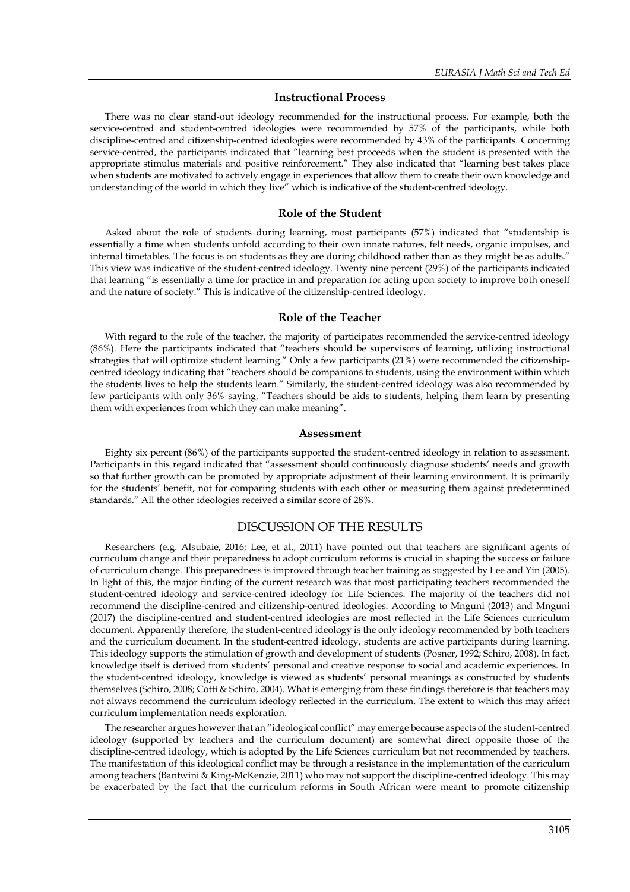### Instructional Process

There was no clear stand-out ideology recommended for the instructional process. For example, both the service-centred and student-centred ideologies were recommended by 57% of the participants, while both discipline-centred and citizenship-centred ideologies were recommended by 43% of the participants. Concerning service-centred, the participants indicated that "learning best proceeds when the student is presented with the appropriate stimulus materials and positive reinforcement." They also indicated that "learning best takes place when students are motivated to actively engage in experiences that allow them to create their own knowledge and understanding of the world in which they live" which is indicative of the student-centred ideology.

### Role of the Student

Asked about the role of students during learning, most participants (57%) indicated that "studentship is essentially a time when students unfold according to their own innate natures, felt needs, organic impulses, and internal timetables. The focus is on students as they are during childhood rather than as they might be as adults." This view was indicative of the student-centred ideology. Twenty nine percent (29%) of the participants indicated that learning "is essentially a time for practice in and preparation for acting upon society to improve both oneself and the nature of society." This is indicative of the citizenship-centred ideology.

### Role of the Teacher

With regard to the role of the teacher, the majority of participates recommended the service-centred ideology (86%). Here the participants indicated that "teachers should be supervisors of learning, utilizing instructional strategies that will optimize student learning." Only a few participants (21%) were recommended the citizenship-centred ideology indicating that "teachers should be companions to students, using the environment within which the students lives to help the students learn." Similarly, the student-centred ideology was also recommended by few participants with only 36% saying, "Teachers should be aids to students, helping them learn by presenting them with experiences from which they can make meaning".

### Assessment

Eighty six percent (86%) of the participants supported the student-centred ideology in relation to assessment. Participants in this regard indicated that "assessment should continuously diagnose students' needs and growth so that further growth can be promoted by appropriate adjustment of their learning environment. It is primarily for the students' benefit, not for comparing students with each other or measuring them against predetermined standards." All the other ideologies received a similar score of 28%.

## DISCUSSION OF THE RESULTS

Researchers (e.g. Alsubaie, 2016; Lee, et al., 2011) have pointed out that teachers are significant agents of curriculum change and their preparedness to adopt curriculum reforms is crucial in shaping the success or failure of curriculum change. This preparedness is improved through teacher training as suggested by Lee and Yin (2005). In light of this, the major finding of the current research was that most participating teachers recommended the student-centred ideology and service-centred ideology for Life Sciences. The majority of the teachers did not recommend the discipline-centred and citizenship-centred ideologies. According to Mnguni (2013) and Mnguni (2017) the discipline-centred and student-centred ideologies are most reflected in the Life Sciences curriculum document. Apparently therefore, the student-centred ideology is the only ideology recommended by both teachers and the curriculum document. In the student-centred ideology, students are active participants during learning. This ideology supports the stimulation of growth and development of students (Posner, 1992; Schiro, 2008). In fact, knowledge itself is derived from students' personal and creative response to social and academic experiences. In the student-centred ideology, knowledge is viewed as students' personal meanings as constructed by students themselves (Schiro, 2008; Cotti & Schiro, 2004). What is emerging from these findings therefore is that teachers may not always recommend the curriculum ideology reflected in the curriculum. The extent to which this may affect curriculum implementation needs exploration.

The researcher argues however that an "ideological conflict" may emerge because aspects of the student-centred ideology (supported by teachers and the curriculum document) are somewhat direct opposite those of the discipline-centred ideology, which is adopted by the Life Sciences curriculum but not recommended by teachers. The manifestation of this ideological conflict may be through a resistance in the implementation of the curriculum among teachers (Bantwini & King-McKenzie, 2011) who may not support the discipline-centred ideology. This may be exacerbated by the fact that the curriculum reforms in South African were meant to promote citizenship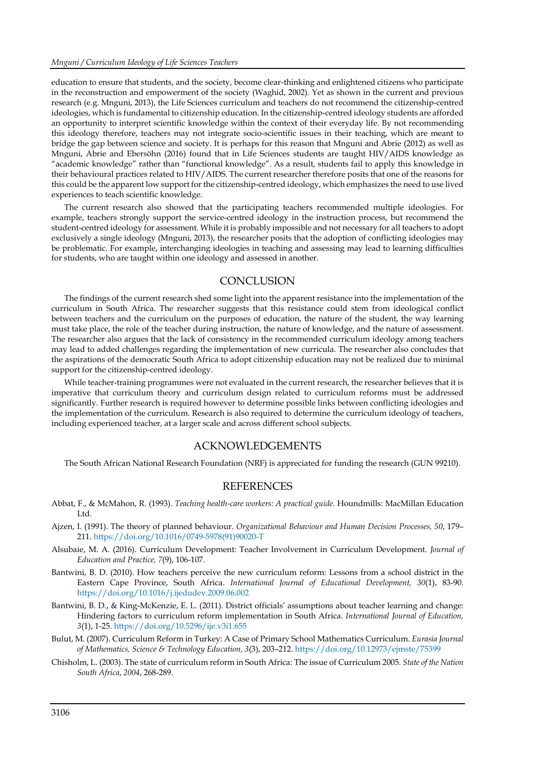education to ensure that students, and the society, become clear-thinking and enlightened citizens who participate in the reconstruction and empowerment of the society (Waghid, 2002). Yet as shown in the current and previous research (e.g. Mnguni, 2013), the Life Sciences curriculum and teachers do not recommend the citizenship-centred ideologies, which is fundamental to citizenship education. In the citizenship-centred ideology students are afforded an opportunity to interpret scientific knowledge within the context of their everyday life. By not recommending this ideology therefore, teachers may not integrate socio-scientific issues in their teaching, which are meant to bridge the gap between science and society. It is perhaps for this reason that Mnguni and Abrie (2012) as well as Mnguni, Abrie and Ebersöhn (2016) found that in Life Sciences students are taught HIV/AIDS knowledge as "academic knowledge" rather than "functional knowledge". As a result, students fail to apply this knowledge in their behavioural practices related to HIV/AIDS. The current researcher therefore posits that one of the reasons for this could be the apparent low support for the citizenship-centred ideology, which emphasizes the need to use lived experiences to teach scientific knowledge.

The current research also showed that the participating teachers recommended multiple ideologies. For example, teachers strongly support the service-centred ideology in the instruction process, but recommend the student-centred ideology for assessment. While it is probably impossible and not necessary for all teachers to adopt exclusively a single ideology (Mnguni, 2013), the researcher posits that the adoption of conflicting ideologies may be problematic. For example, interchanging ideologies in teaching and assessing may lead to learning difficulties for students, who are taught within one ideology and assessed in another.

## CONCLUSION

The findings of the current research shed some light into the apparent resistance into the implementation of the curriculum in South Africa. The researcher suggests that this resistance could stem from ideological conflict between teachers and the curriculum on the purposes of education, the nature of the student, the way learning must take place, the role of the teacher during instruction, the nature of knowledge, and the nature of assessment. The researcher also argues that the lack of consistency in the recommended curriculum ideology among teachers may lead to added challenges regarding the implementation of new curricula. The researcher also concludes that the aspirations of the democratic South Africa to adopt citizenship education may not be realized due to minimal support for the citizenship-centred ideology.

While teacher-training programmes were not evaluated in the current research, the researcher believes that it is imperative that curriculum theory and curriculum design related to curriculum reforms must be addressed significantly. Further research is required however to determine possible links between conflicting ideologies and the implementation of the curriculum. Research is also required to determine the curriculum ideology of teachers, including experienced teacher, at a larger scale and across different school subjects.

## ACKNOWLEDGEMENTS

The South African National Research Foundation (NRF) is appreciated for funding the research (GUN 99210).

## REFERENCES

Abbat, F., & McMahon, R. (1993). *Teaching health-care workers: A practical guide*. Houndmills: MacMillan Education Ltd.

Ajzen, I. (1991). The theory of planned behaviour. *Organizational Behaviour and Human Decision Processes, 50*, 179–211. https://doi.org/10.1016/0749-5978(91)90020-T

Alsubaie, M. A. (2016). Curriculum Development: Teacher Involvement in Curriculum Development. *Journal of Education and Practice, 7*(9), 106-107.

Bantwini, B. D. (2010). How teachers perceive the new curriculum reform: Lessons from a school district in the Eastern Cape Province, South Africa. *International Journal of Educational Development, 30*(1), 83-90. https://doi.org/10.1016/j.ijedudev.2009.06.002

Bantwini, B. D., & King-McKenzie, E. L. (2011). District officials' assumptions about teacher learning and change: Hindering factors to curriculum reform implementation in South Africa. *International Journal of Education, 3*(1), 1-25. https://doi.org/10.5296/ije.v3i1.655

Bulut, M. (2007). Curriculum Reform in Turkey: A Case of Primary School Mathematics Curriculum. *Eurasia Journal of Mathematics, Science & Technology Education, 3*(3), 203–212. https://doi.org/10.12973/ejmste/75399

Chisholm, L. (2003). The state of curriculum reform in South Africa: The issue of Curriculum 2005. *State of the Nation South Africa*, *2004*, 268-289.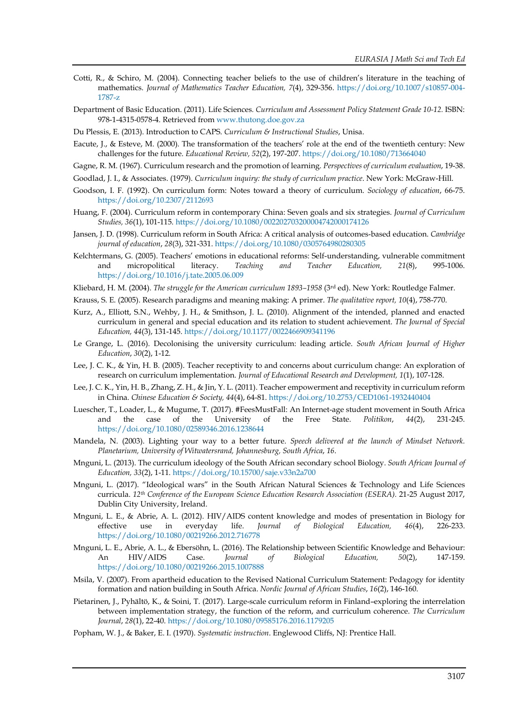Cotti, R., & Schiro, M. (2004). Connecting teacher beliefs to the use of children's literature in the teaching of mathematics. *Journal of Mathematics Teacher Education, 7*(4), 329-356. https://doi.org/10.1007/s10857-004-1787-z

Department of Basic Education. (2011). Life Sciences. *Curriculum and Assessment Policy Statement Grade 10-12*. ISBN: 978-1-4315-0578-4. Retrieved from www.thutong.doe.gov.za

Du Plessis, E. (2013). Introduction to CAPS. *Curriculum & Instructional Studies*, Unisa.

Eacute, J., & Esteve, M. (2000). The transformation of the teachers' role at the end of the twentieth century: New challenges for the future. *Educational Review, 52*(2), 197-207. https://doi.org/10.1080/713664040

Gagne, R. M. (1967). Curriculum research and the promotion of learning. *Perspectives of curriculum evaluation*, 19-38.

Goodlad, J. I., & Associates. (1979). *Curriculum inquiry: the study of curriculum practice*. New York: McGraw-Hill.

Goodson, I. F. (1992). On curriculum form: Notes toward a theory of curriculum. *Sociology of education*, 66-75. https://doi.org/10.2307/2112693

Huang, F. (2004). Curriculum reform in contemporary China: Seven goals and six strategies. *Journal of Curriculum Studies, 36*(1), 101-115. https://doi.org/10.1080/002202703200004742000174126

Jansen, J. D. (1998). Curriculum reform in South Africa: A critical analysis of outcomes-based education. *Cambridge journal of education*, *28*(3), 321-331. https://doi.org/10.1080/0305764980280305

Kelchtermans, G. (2005). Teachers' emotions in educational reforms: Self-understanding, vulnerable commitment and micropolitical literacy. *Teaching and Teacher Education, 21*(8), 995-1006. https://doi.org/10.1016/j.tate.2005.06.009

Kliebard, H. M. (2004). *The struggle for the American curriculum 1893–1958* (3rd ed). New York: Routledge Falmer.

Krauss, S. E. (2005). Research paradigms and meaning making: A primer. *The qualitative report, 10*(4), 758-770.

Kurz, A., Elliott, S.N., Wehby, J. H., & Smithson, J. L. (2010). Alignment of the intended, planned and enacted curriculum in general and special education and its relation to student achievement. *The Journal of Special Education, 44*(3), 131-145. https://doi.org/10.1177/0022466909341196

Le Grange, L. (2016). Decolonising the university curriculum: leading article. *South African Journal of Higher Education*, *30*(2), 1-12.

Lee, J. C. K., & Yin, H. B. (2005). Teacher receptivity to and concerns about curriculum change: An exploration of research on curriculum implementation. *Journal of Educational Research and Development, 1*(1), 107-128.

Lee, J. C. K., Yin, H. B., Zhang, Z. H., & Jin, Y. L. (2011). Teacher empowerment and receptivity in curriculum reform in China. *Chinese Education & Society, 44*(4), 64-81. https://doi.org/10.2753/CED1061-1932440404

Luescher, T., Loader, L., & Mugume, T. (2017). #FeesMustFall: An Internet-age student movement in South Africa and the case of the University of the Free State. *Politikon*, *44*(2), 231-245. https://doi.org/10.1080/02589346.2016.1238644

Mandela, N. (2003). Lighting your way to a better future. *Speech delivered at the launch of Mindset Network. Planetarium, University of Witwatersrand, Johannesburg, South Africa*, *16*.

Mnguni, L. (2013). The curriculum ideology of the South African secondary school Biology. *South African Journal of Education, 33*(2), 1-11. https://doi.org/10.15700/saje.v33n2a700

Mnguni, L. (2017). "Ideological wars" in the South African Natural Sciences & Technology and Life Sciences curricula. *12th Conference of the European Science Education Research Association (ESERA)*. 21-25 August 2017, Dublin City University, Ireland.

Mnguni, L. E., & Abrie, A. L. (2012). HIV/AIDS content knowledge and modes of presentation in Biology for effective use in everyday life. *Journal of Biological Education, 46*(4), 226-233. https://doi.org/10.1080/00219266.2012.716778

Mnguni, L. E., Abrie, A. L., & Ebersöhn, L. (2016). The Relationship between Scientific Knowledge and Behaviour: An HIV/AIDS Case. *Journal of Biological Education, 50*(2), 147-159. https://doi.org/10.1080/00219266.2015.1007888

Msila, V. (2007). From apartheid education to the Revised National Curriculum Statement: Pedagogy for identity formation and nation building in South Africa. *Nordic Journal of African Studies*, *16*(2), 146-160.

Pietarinen, J., Pyhältö, K., & Soini, T. (2017). Large-scale curriculum reform in Finland–exploring the interrelation between implementation strategy, the function of the reform, and curriculum coherence. *The Curriculum Journal*, *28*(1), 22-40. https://doi.org/10.1080/09585176.2016.1179205

Popham, W. J., & Baker, E. I. (1970). *Systematic instruction*. Englewood Cliffs, NJ: Prentice Hall.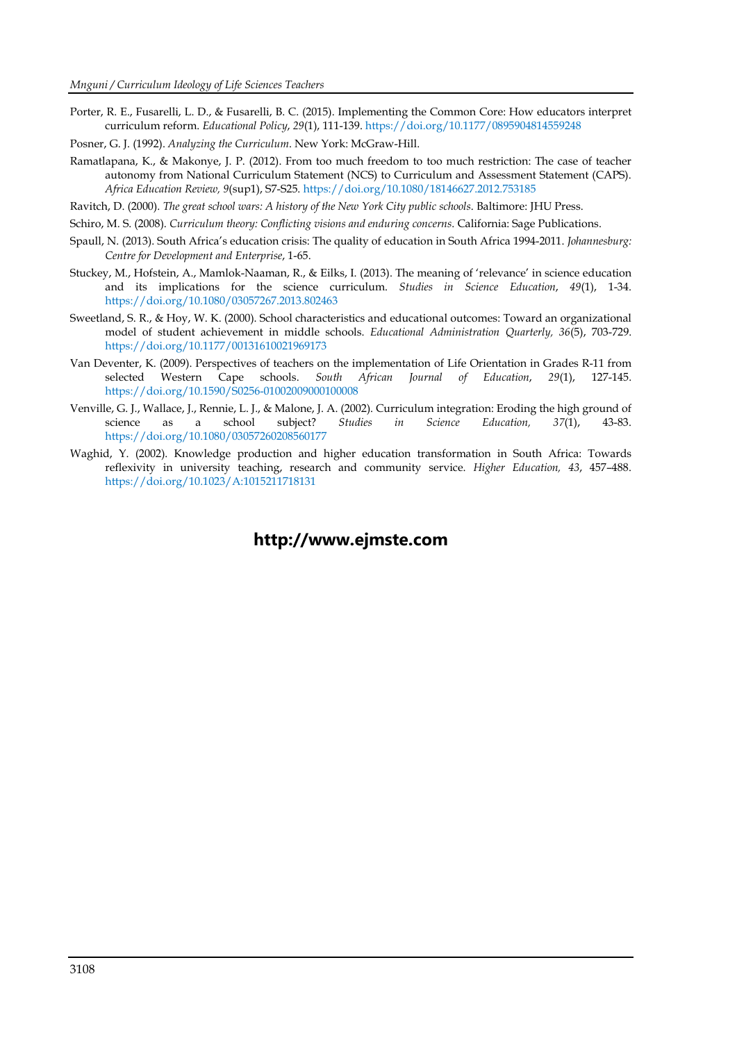Porter, R. E., Fusarelli, L. D., & Fusarelli, B. C. (2015). Implementing the Common Core: How educators interpret curriculum reform. *Educational Policy*, *29*(1), 111-139. https://doi.org/10.1177/0895904814559248

Posner, G. J. (1992). *Analyzing the Curriculum*. New York: McGraw-Hill.

Ramatlapana, K., & Makonye, J. P. (2012). From too much freedom to too much restriction: The case of teacher autonomy from National Curriculum Statement (NCS) to Curriculum and Assessment Statement (CAPS). *Africa Education Review, 9*(sup1), S7-S25. https://doi.org/10.1080/18146627.2012.753185

Ravitch, D. (2000). *The great school wars: A history of the New York City public schools*. Baltimore: JHU Press.

Schiro, M. S. (2008). *Curriculum theory: Conflicting visions and enduring concerns*. California: Sage Publications.

Spaull, N. (2013). South Africa's education crisis: The quality of education in South Africa 1994-2011. *Johannesburg: Centre for Development and Enterprise*, 1-65.

Stuckey, M., Hofstein, A., Mamlok-Naaman, R., & Eilks, I. (2013). The meaning of 'relevance' in science education and its implications for the science curriculum. *Studies in Science Education*, *49*(1), 1-34. https://doi.org/10.1080/03057267.2013.802463

Sweetland, S. R., & Hoy, W. K. (2000). School characteristics and educational outcomes: Toward an organizational model of student achievement in middle schools. *Educational Administration Quarterly, 36*(5), 703-729. https://doi.org/10.1177/00131610021969173

Van Deventer, K. (2009). Perspectives of teachers on the implementation of Life Orientation in Grades R-11 from selected Western Cape schools. *South African Journal of Education*, *29*(1), 127-145. https://doi.org/10.1590/S0256-01002009000100008

Venville, G. J., Wallace, J., Rennie, L. J., & Malone, J. A. (2002). Curriculum integration: Eroding the high ground of science as a school subject? *Studies in Science Education, 37*(1), 43-83. https://doi.org/10.1080/03057260208560177

Waghid, Y. (2002). Knowledge production and higher education transformation in South Africa: Towards reflexivity in university teaching, research and community service. *Higher Education, 43*, 457–488. https://doi.org/10.1023/A:1015211718131

**http://www.ejmste.com**